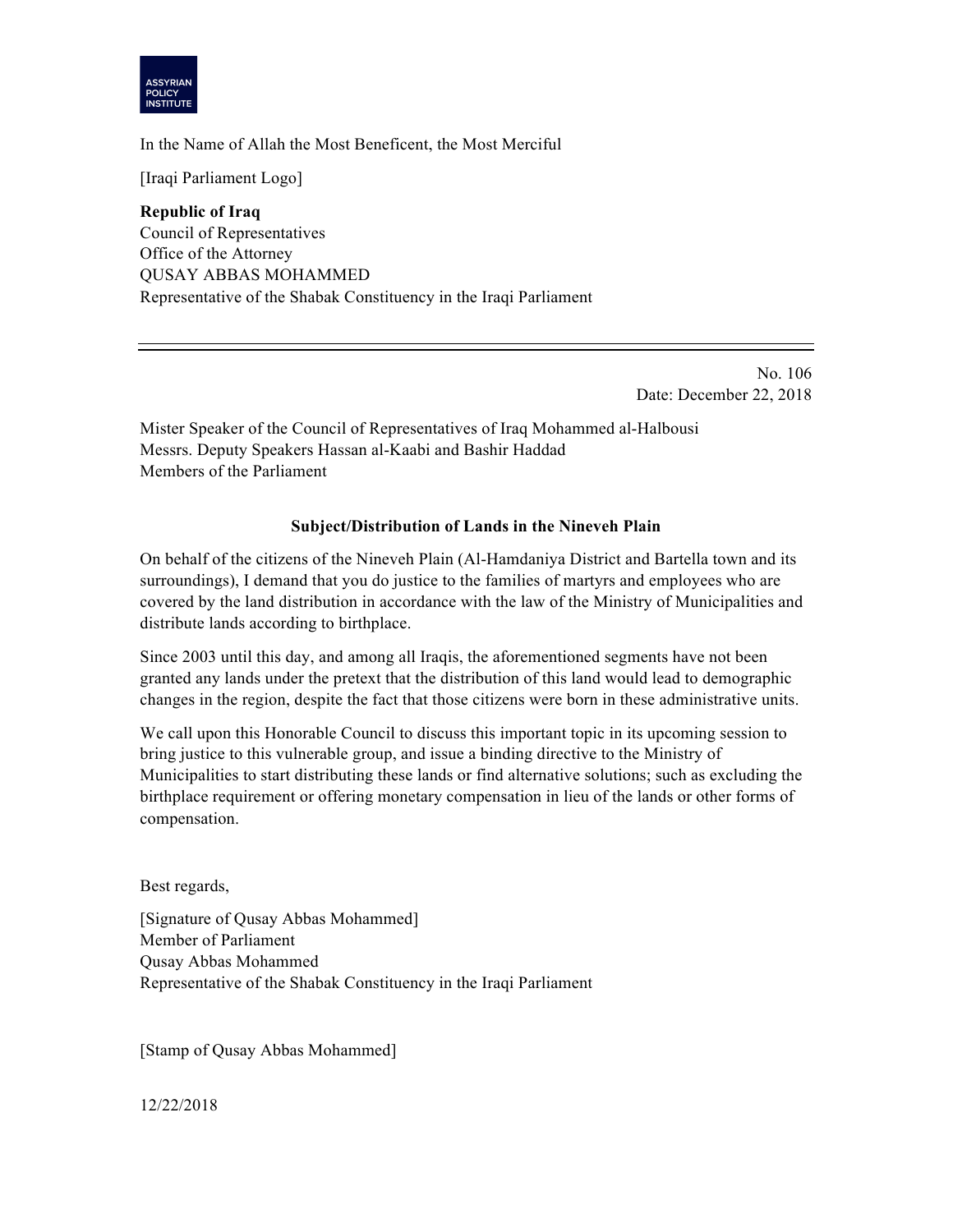ASSYRIAN POLICY INSTITUTE

In the Name of Allah the Most Beneficent, the Most Merciful

[Iraqi Parliament Logo]

**Republic of Iraq**
Council of Representatives
Office of the Attorney
QUSAY ABBAS MOHAMMED
Representative of the Shabak Constituency in the Iraqi Parliament

---

No. 106
Date: December 22, 2018

Mister Speaker of the Council of Representatives of Iraq Mohammed al-Halbousi
Messrs. Deputy Speakers Hassan al-Kaabi and Bashir Haddad
Members of the Parliament

**Subject/Distribution of Lands in the Nineveh Plain**

On behalf of the citizens of the Nineveh Plain (Al-Hamdaniya District and Bartella town and its surroundings), I demand that you do justice to the families of martyrs and employees who are covered by the land distribution in accordance with the law of the Ministry of Municipalities and distribute lands according to birthplace.

Since 2003 until this day, and among all Iraqis, the aforementioned segments have not been granted any lands under the pretext that the distribution of this land would lead to demographic changes in the region, despite the fact that those citizens were born in these administrative units.

We call upon this Honorable Council to discuss this important topic in its upcoming session to bring justice to this vulnerable group, and issue a binding directive to the Ministry of Municipalities to start distributing these lands or find alternative solutions; such as excluding the birthplace requirement or offering monetary compensation in lieu of the lands or other forms of compensation.

Best regards,

[Signature of Qusay Abbas Mohammed]
Member of Parliament
Qusay Abbas Mohammed
Representative of the Shabak Constituency in the Iraqi Parliament

[Stamp of Qusay Abbas Mohammed]

12/22/2018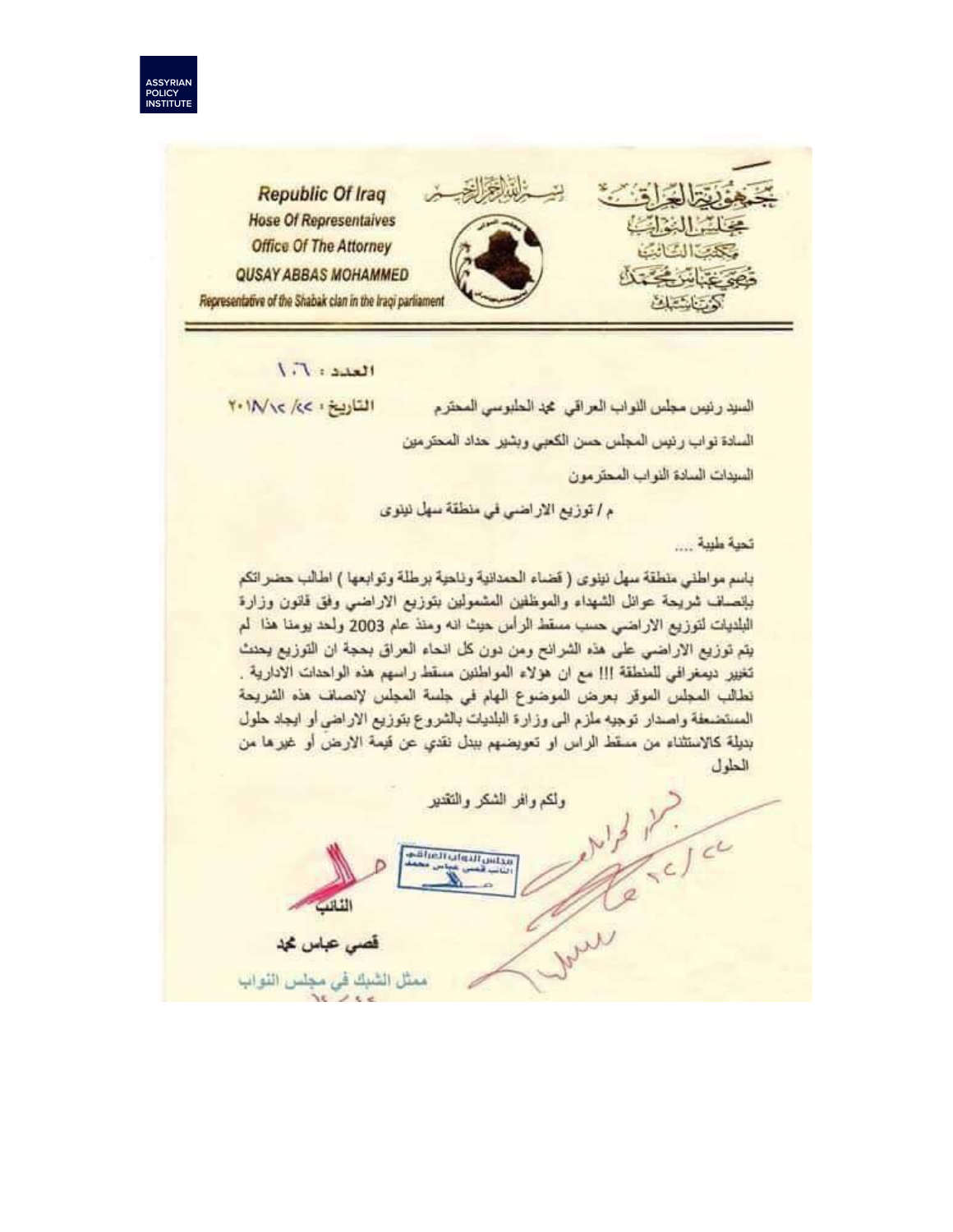Republic Of Iraq
Hose Of Representaives
Office Of The Attorney
QUSAY ABBAS MOHAMMED
Representative of the Shabak clan in the Iraqi parliament

بسم الله الرحمن الرحيم

جمهورية العراق
مجلس النواب
مكتب النائب
قصي عباس محمد
كوتا الشبك

العدد : ١٠٦

التاريخ : ٢٢/ ١٢/ ٢٠١٨

السيد رئيس مجلس النواب العراقي محمد الحلبوسي المحترم

السادة نواب رئيس المجلس حسن الكعبي وبشير حداد المحترمين

السيدات السادة النواب المحترمون

م / توزيع الاراضي في منطقة سهل نينوى

تحية طيبة ....

باسم مواطني منطقة سهل نينوى ( قضاء الحمدانية وناحية برطلة وتوابعها ) اطالب حضراتكم بإنصاف شريحة عوائل الشهداء والموظفين المشمولين بتوزيع الاراضي وفق قانون وزارة البلديات لتوزيع الاراضي حسب مسقط الرأس حيث انه ومنذ عام 2003 ولحد يومنا هذا لم يتم توزيع الاراضي على هذه الشرائح ومن دون كل انحاء العراق بحجة ان التوزيع يحدث تغيير ديمغرافي للمنطقة !!! مع ان هؤلاء المواطنين مسقط راسهم هذه الواحدات الادارية . نطالب المجلس الموقر بعرض الموضوع الهام في جلسة المجلس لإنصاف هذه الشريحة المستضعفة واصدار توجيه ملزم الى وزارة البلديات بالشروع بتوزيع الاراضي أو ايجاد حلول بديلة كالاستثناء من مسقط الراس او تعويضهم ببدل نقدي عن قيمة الارض أو غيرها من الحلول

ولكم وافر الشكر والتقدير

مجلس النواب العراقي
النائب قصي عباس محمد

النائب

قصي عباس محمد

ممثل الشبك في مجلس النواب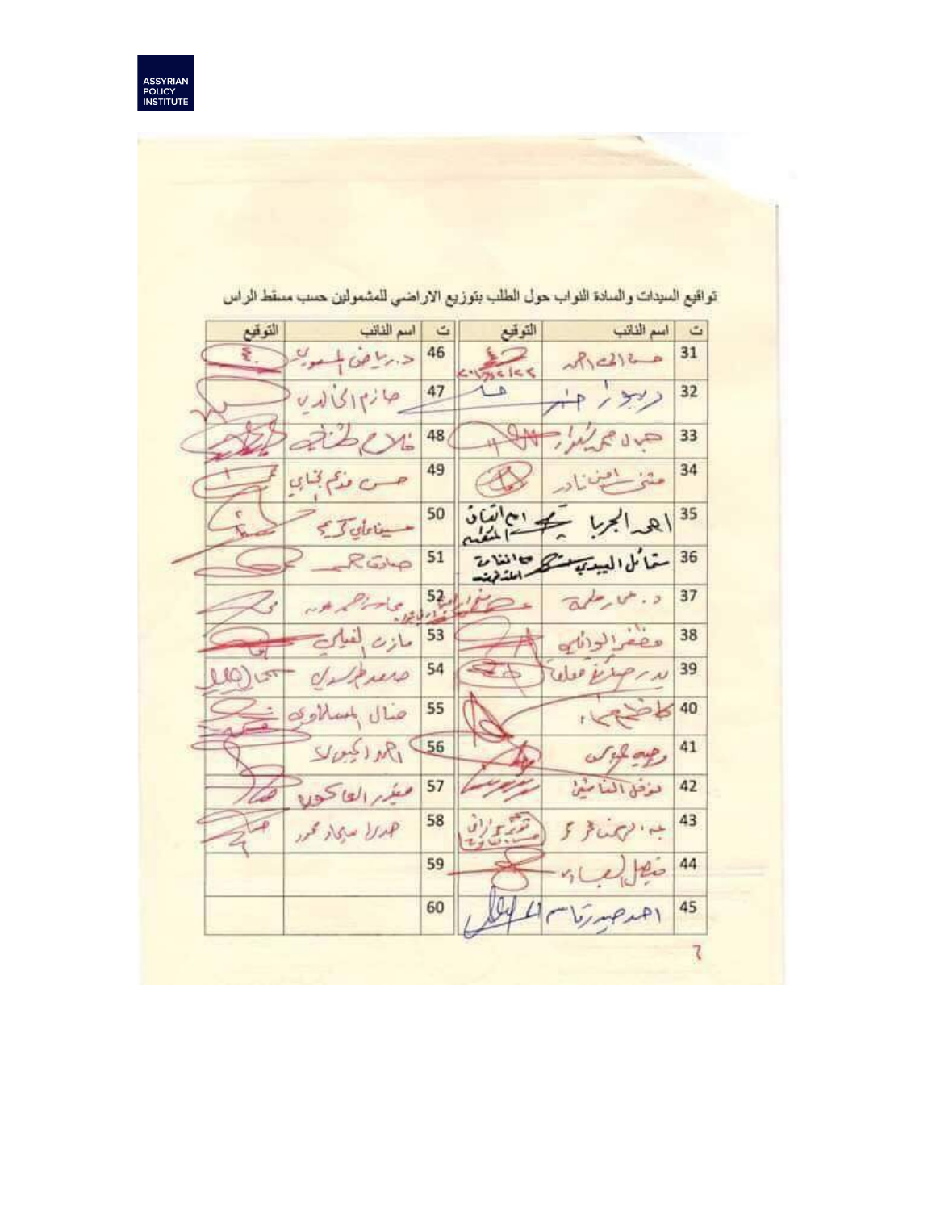تواقيع السيدات والسادة النواب حول الطلب بتوزيع الاراضي للمشمولين حسب مسقط الراس

| ت | اسم النائب | التوقيع | ت | اسم النائب | التوقيع |
|---|---|---|---|---|---|
| 31 | حسن الحاجه | | 46 | د. رياض المسعودي | |
| 32 | دريعون رجبير | | 47 | حازم الخالدي | |
| 33 | جمال محمد شكور | | 48 | خلاف طلفه | |
| 34 | مثنى امين نادر | | 49 | حسن فدعم كناني | |
| 35 | احمد الجربا | | 50 | حسين علي كريم | |
| 36 | ستار البيدي | | 51 | صادق حميد | |
| 37 | د. عمار طعمه | | 52 | ماجد حميد عون | |
| 38 | مضر الوائلي | | 53 | مازن الفيلي | |
| 39 | بدر حيدر مهلهل | | 54 | محمد طرسان | |
| 40 | كاظم | | 55 | عادل المسلاوي | |
| 41 | وجيه عباس | | 56 | احمد الكيلاني | |
| 42 | موفق الناصري | | 57 | صفوان العاكوب | |
| 43 | عبد الرحمن محمد | | 58 | احمد مظهر محمود | |
| 44 | فيصل العباسي | | 59 | | |
| 45 | احمد حيدر قاسم | | 60 | | |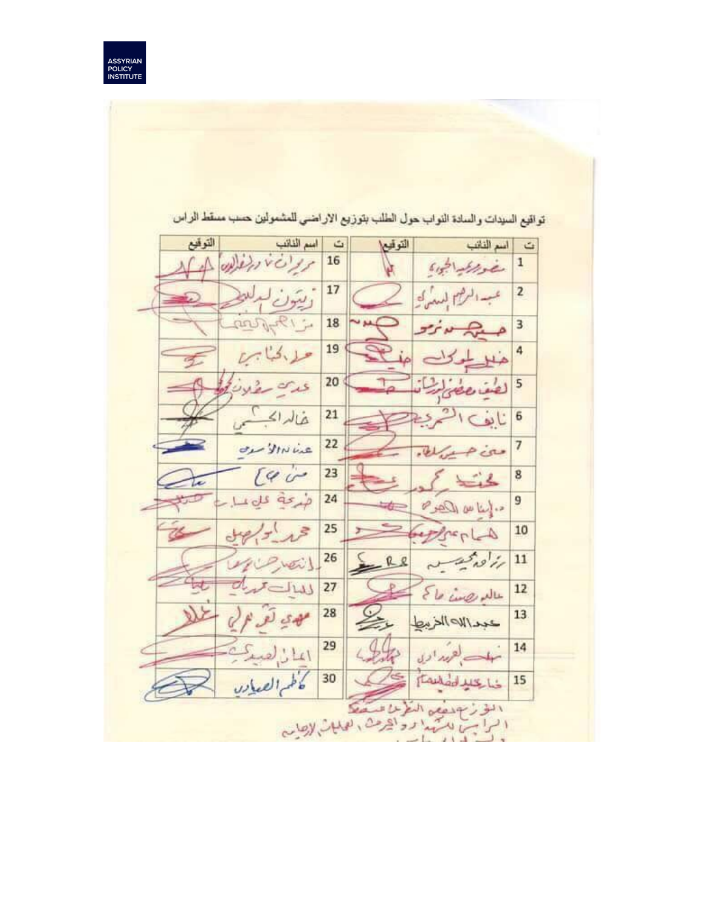تواقيع السيدات والسادة النواب حول الطلب بتوزيع الاراضي للمشمولين حسب مسقط الراس

| ت | اسم النائب | التوقيع | ت | اسم النائب | التوقيع |
|---|---|---|---|---|---|
| 1 | منصور حميد الجبوري | | 16 | مريوان نادر الخزعلي | |
| 2 | عبد الرحيم الشمري | | 17 | زيتون الدليمي | |
| 3 | حسين عرموش | | 18 | نزار المنصوري | |
| 4 | خليل الموكان | | 19 | علا الخابوري | |
| 5 | لطيف مصطفى الورشان | | 20 | عدي سلمان الخدران | |
| 6 | نايف الشمري | | 21 | خالد الجسيمي | |
| 7 | منى حسين سلطان | | 22 | عدنان الاسدي | |
| 8 | محمد ركوري | | 23 | منى | |
| 9 | د. اسماعيل المحمد | | 24 | ضرغام علي مالك | |
| 10 | همام حمودي | | 25 | محمد ابو الهيل | |
| 11 | زاهد محسن | | 26 | انتصار حسن | |
| 12 | عالية حسن | | 27 | ليلى محمد | |
| 13 | عبد الله الخربيط | | 28 | مهدي تقي | |
| 14 | نهلة الهبابي | | 29 | اقبال العيدي | |
| 15 | فارس عبد الخليفة | | 30 | كاظم الصيادي | |

التوزيع بغض النظر عن مسقط الراس للشهداء والجرحى، والعمليات الارهابية